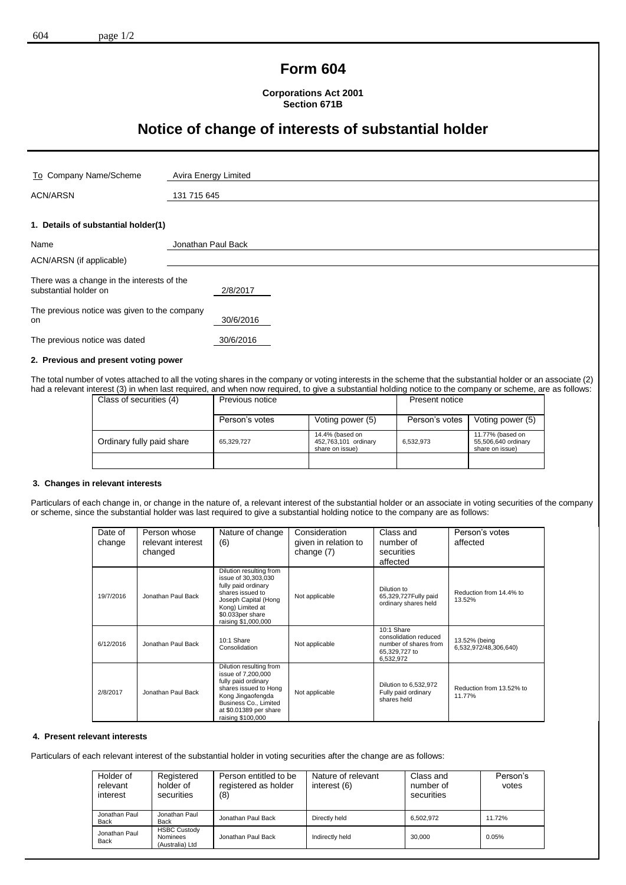# Form 604

**Corporations Act 2001**
**Section 671B**

# Notice of change of interests of substantial holder

| | |
|---|---|
| To Company Name/Scheme | Avira Energy Limited |
| ACN/ARSN | 131 715 645 |

### 1. Details of substantial holder(1)

| | |
|---|---|
| Name | Jonathan Paul Back |
| ACN/ARSN (if applicable) | |

There was a change in the interests of the substantial holder on 2/8/2017

The previous notice was given to the company on 30/6/2016

The previous notice was dated 30/6/2016

### 2. Previous and present voting power

The total number of votes attached to all the voting shares in the company or voting interests in the scheme that the substantial holder or an associate (2) had a relevant interest (3) in when last required, and when now required, to give a substantial holding notice to the company or scheme, are as follows:

| Class of securities (4) | Previous notice | | Present notice | |
|---|---|---|---|---|
| | Person's votes | Voting power (5) | Person's votes | Voting power (5) |
| Ordinary fully paid share | 65,329,727 | 14.4% (based on 452,763,101 ordinary share on issue) | 6,532,973 | 11.77% (based on 55,506,640 ordinary share on issue) |
| | | | | |

### 3. Changes in relevant interests

Particulars of each change in, or change in the nature of, a relevant interest of the substantial holder or an associate in voting securities of the company or scheme, since the substantial holder was last required to give a substantial holding notice to the company are as follows:

| Date of change | Person whose relevant interest changed | Nature of change (6) | Consideration given in relation to change (7) | Class and number of securities affected | Person's votes affected |
|---|---|---|---|---|---|
| 19/7/2016 | Jonathan Paul Back | Dilution resulting from issue of 30,303,030 fully paid ordinary shares issued to Joseph Capital (Hong Kong) Limited at $0.033per share raising $1,000,000 | Not applicable | Dilution to 65,329,727Fully paid ordinary shares held | Reduction from 14.4% to 13.52% |
| 6/12/2016 | Jonathan Paul Back | 10:1 Share Consolidation | Not applicable | 10:1 Share consolidation reduced number of shares from 65,329,727 to 6,532,972 | 13.52% (being 6,532,972/48,306,640) |
| 2/8/2017 | Jonathan Paul Back | Dilution resulting from issue of 7,200,000 fully paid ordinary shares issued to Hong Kong Jingaofengda Business Co., Limited at $0.01389 per share raising $100,000 | Not applicable | Dilution to 6,532,972 Fully paid ordinary shares held | Reduction from 13.52% to 11.77% |

### 4. Present relevant interests

Particulars of each relevant interest of the substantial holder in voting securities after the change are as follows:

| Holder of relevant interest | Registered holder of securities | Person entitled to be registered as holder (8) | Nature of relevant interest (6) | Class and number of securities | Person's votes |
|---|---|---|---|---|---|
| Jonathan Paul Back | Jonathan Paul Back | Jonathan Paul Back | Directly held | 6,502,972 | 11.72% |
| Jonathan Paul Back | HSBC Custody Nominees (Australia) Ltd | Jonathan Paul Back | Indirectly held | 30,000 | 0.05% |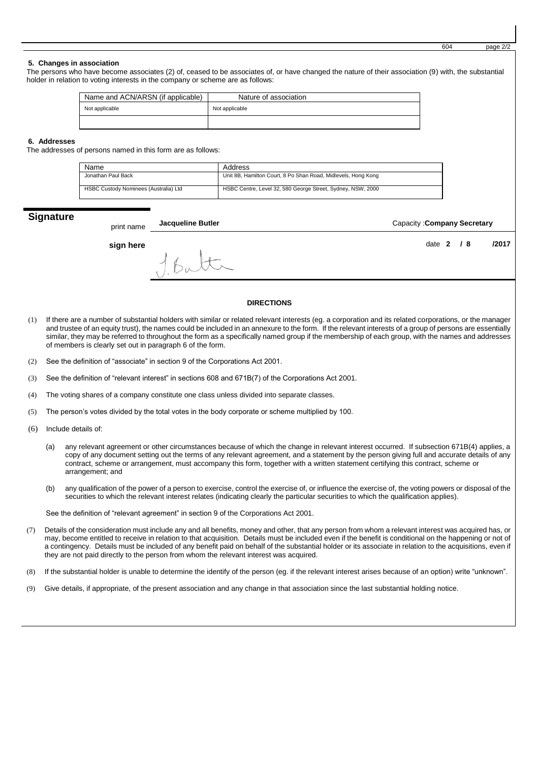## 5. Changes in association

The persons who have become associates (2) of, ceased to be associates of, or have changed the nature of their association (9) with, the substantial holder in relation to voting interests in the company or scheme are as follows:

| Name and ACN/ARSN (if applicable) | Nature of association |
|---|---|
| Not applicable | Not applicable |
| | |

## 6. Addresses

The addresses of persons named in this form are as follows:

| Name | Address |
|---|---|
| Jonathan Paul Back | Unit 8B, Hamilton Court, 8 Po Shan Road, Midlevels, Hong Kong |
| HSBC Custody Nominees (Australia) Ltd | HSBC Centre, Level 32, 580 George Street, Sydney, NSW, 2000 |

## Signature

print name **Jacqueline Butler** Capacity :**Company Secretary**

**sign here** J. Butler date **2 / 8 /2017**

**DIRECTIONS**

(1) If there are a number of substantial holders with similar or related relevant interests (eg. a corporation and its related corporations, or the manager and trustee of an equity trust), the names could be included in an annexure to the form. If the relevant interests of a group of persons are essentially similar, they may be referred to throughout the form as a specifically named group if the membership of each group, with the names and addresses of members is clearly set out in paragraph 6 of the form.

(2) See the definition of "associate" in section 9 of the Corporations Act 2001.

(3) See the definition of "relevant interest" in sections 608 and 671B(7) of the Corporations Act 2001.

(4) The voting shares of a company constitute one class unless divided into separate classes.

(5) The person's votes divided by the total votes in the body corporate or scheme multiplied by 100.

(6) Include details of:

(a) any relevant agreement or other circumstances because of which the change in relevant interest occurred. If subsection 671B(4) applies, a copy of any document setting out the terms of any relevant agreement, and a statement by the person giving full and accurate details of any contract, scheme or arrangement, must accompany this form, together with a written statement certifying this contract, scheme or arrangement; and

(b) any qualification of the power of a person to exercise, control the exercise of, or influence the exercise of, the voting powers or disposal of the securities to which the relevant interest relates (indicating clearly the particular securities to which the qualification applies).

See the definition of "relevant agreement" in section 9 of the Corporations Act 2001.

(7) Details of the consideration must include any and all benefits, money and other, that any person from whom a relevant interest was acquired has, or may, become entitled to receive in relation to that acquisition. Details must be included even if the benefit is conditional on the happening or not of a contingency. Details must be included of any benefit paid on behalf of the substantial holder or its associate in relation to the acquisitions, even if they are not paid directly to the person from whom the relevant interest was acquired.

(8) If the substantial holder is unable to determine the identify of the person (eg. if the relevant interest arises because of an option) write "unknown".

(9) Give details, if appropriate, of the present association and any change in that association since the last substantial holding notice.